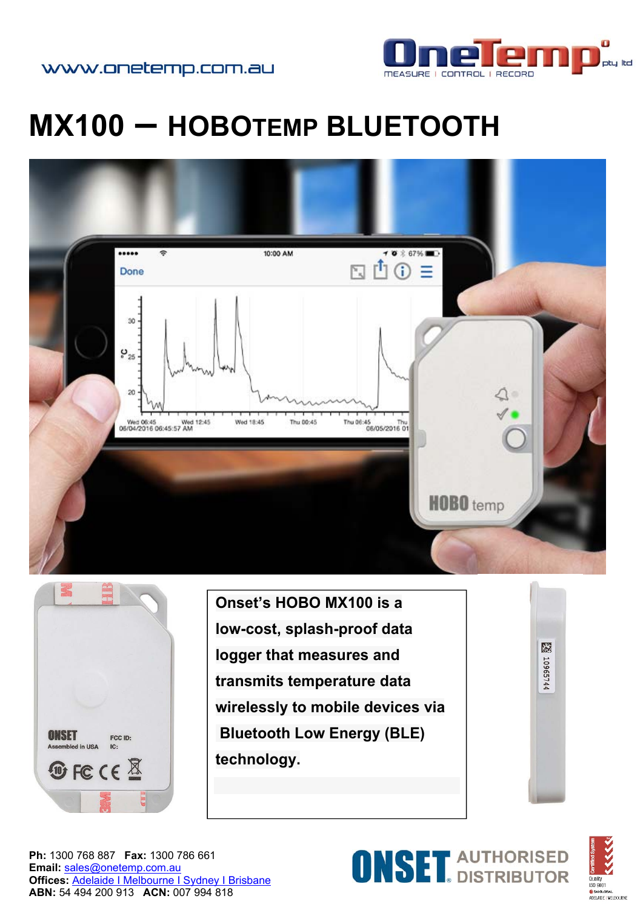www.onetemp.com.au

# MX100 – HOBOTEMP BLUETOOTH

**Onset's HOBO MX100 is a low-cost, splash-proof data logger that measures and transmits temperature data wirelessly to mobile devices via Bluetooth Low Energy (BLE) technology.**

**Ph:** 1300 768 887 **Fax:** 1300 786 661
**Email:** sales@onetemp.com.au
**Offices:** Adelaide I Melbourne I Sydney I Brisbane
**ABN:** 54 494 200 913 **ACN:** 007 994 818

ONSET AUTHORISED DISTRIBUTOR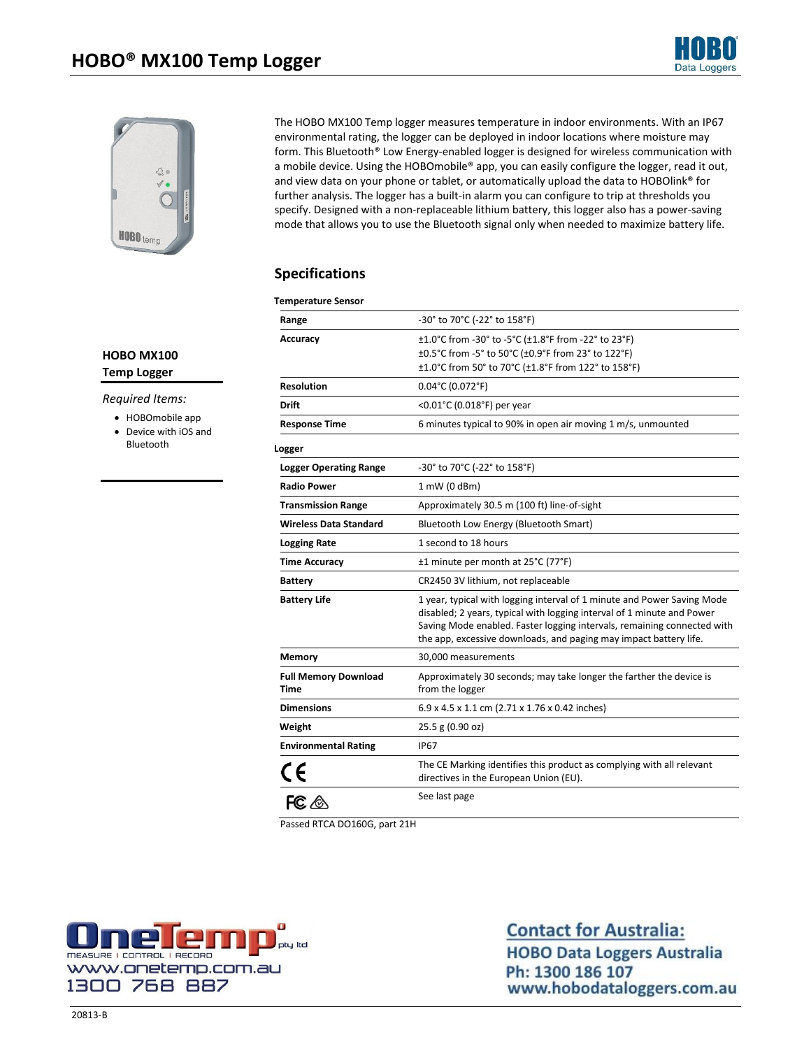// document id: e154483f24f1 — page 2 of 2

# HOBO® MX100 Temp Logger

The HOBO MX100 Temp logger measures temperature in indoor environments. With an IP67 environmental rating, the logger can be deployed in indoor locations where moisture may form. This Bluetooth® Low Energy-enabled logger is designed for wireless communication with a mobile device. Using the HOBOmobile® app, you can easily configure the logger, read it out, and view data on your phone or tablet, or automatically upload the data to HOBOlink® for further analysis. The logger has a built-in alarm you can configure to trip at thresholds you specify. Designed with a non-replaceable lithium battery, this logger also has a power-saving mode that allows you to use the Bluetooth signal only when needed to maximize battery life.

**HOBO MX100 Temp Logger**

*Required Items:*

- HOBOmobile app
- Device with iOS and Bluetooth

## Specifications

**Temperature Sensor**

| | |
|---|---|
| **Range** | -30° to 70°C (-22° to 158°F) |
| **Accuracy** | ±1.0°C from -30° to -5°C (±1.8°F from -22° to 23°F)<br>±0.5°C from -5° to 50°C (±0.9°F from 23° to 122°F)<br>±1.0°C from 50° to 70°C (±1.8°F from 122° to 158°F) |
| **Resolution** | 0.04°C (0.072°F) |
| **Drift** | <0.01°C (0.018°F) per year |
| **Response Time** | 6 minutes typical to 90% in open air moving 1 m/s, unmounted |

**Logger**

| | |
|---|---|
| **Logger Operating Range** | -30° to 70°C (-22° to 158°F) |
| **Radio Power** | 1 mW (0 dBm) |
| **Transmission Range** | Approximately 30.5 m (100 ft) line-of-sight |
| **Wireless Data Standard** | Bluetooth Low Energy (Bluetooth Smart) |
| **Logging Rate** | 1 second to 18 hours |
| **Time Accuracy** | ±1 minute per month at 25°C (77°F) |
| **Battery** | CR2450 3V lithium, not replaceable |
| **Battery Life** | 1 year, typical with logging interval of 1 minute and Power Saving Mode disabled; 2 years, typical with logging interval of 1 minute and Power Saving Mode enabled. Faster logging intervals, remaining connected with the app, excessive downloads, and paging may impact battery life. |
| **Memory** | 30,000 measurements |
| **Full Memory Download Time** | Approximately 30 seconds; may take longer the farther the device is from the logger |
| **Dimensions** | 6.9 x 4.5 x 1.1 cm (2.71 x 1.76 x 0.42 inches) |
| **Weight** | 25.5 g (0.90 oz) |
| **Environmental Rating** | IP67 |
| CE | The CE Marking identifies this product as complying with all relevant directives in the European Union (EU). |
| FC | See last page |

Passed RTCA DO160G, part 21H

OneTemp pty ltd
MEASURE | CONTROL | RECORD
www.onetemp.com.au
1300 768 887

**Contact for Australia:**
**HOBO Data Loggers Australia**
**Ph: 1300 186 107**
**www.hobodataloggers.com.au**

20813-B